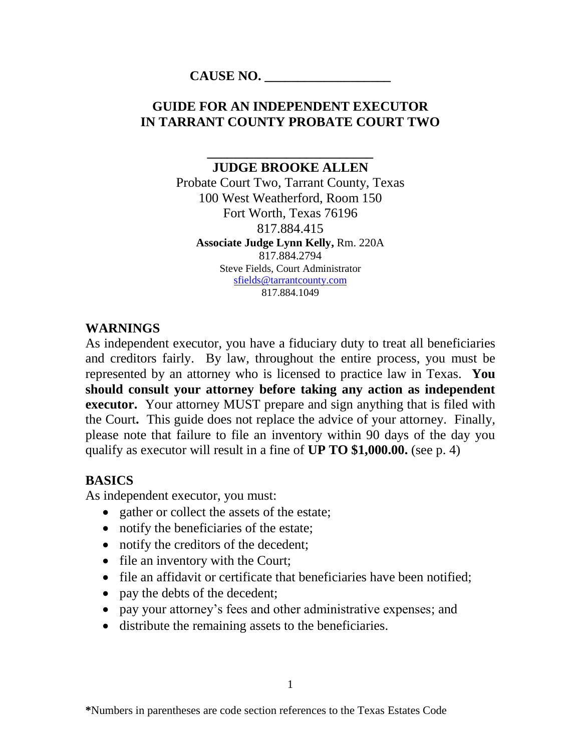**CAUSE NO. ___________________**

# GUIDE FOR AN INDEPENDENT EXECUTOR IN TARRANT COUNTY PROBATE COURT TWO

**_________________________**

**JUDGE BROOKE ALLEN**

Probate Court Two, Tarrant County, Texas
100 West Weatherford, Room 150
Fort Worth, Texas 76196
817.884.415

**Associate Judge Lynn Kelly,** Rm. 220A
817.884.2794
Steve Fields, Court Administrator
sfields@tarrantcounty.com
817.884.1049

## WARNINGS

As independent executor, you have a fiduciary duty to treat all beneficiaries and creditors fairly. By law, throughout the entire process, you must be represented by an attorney who is licensed to practice law in Texas. **You should consult your attorney before taking any action as independent executor.** Your attorney MUST prepare and sign anything that is filed with the Court**.** This guide does not replace the advice of your attorney. Finally, please note that failure to file an inventory within 90 days of the day you qualify as executor will result in a fine of **UP TO $1,000.00.** (see p. 4)

## BASICS

As independent executor, you must:

- gather or collect the assets of the estate;
- notify the beneficiaries of the estate;
- notify the creditors of the decedent;
- file an inventory with the Court;
- file an affidavit or certificate that beneficiaries have been notified;
- pay the debts of the decedent;
- pay your attorney's fees and other administrative expenses; and
- distribute the remaining assets to the beneficiaries.

**\***Numbers in parentheses are code section references to the Texas Estates Code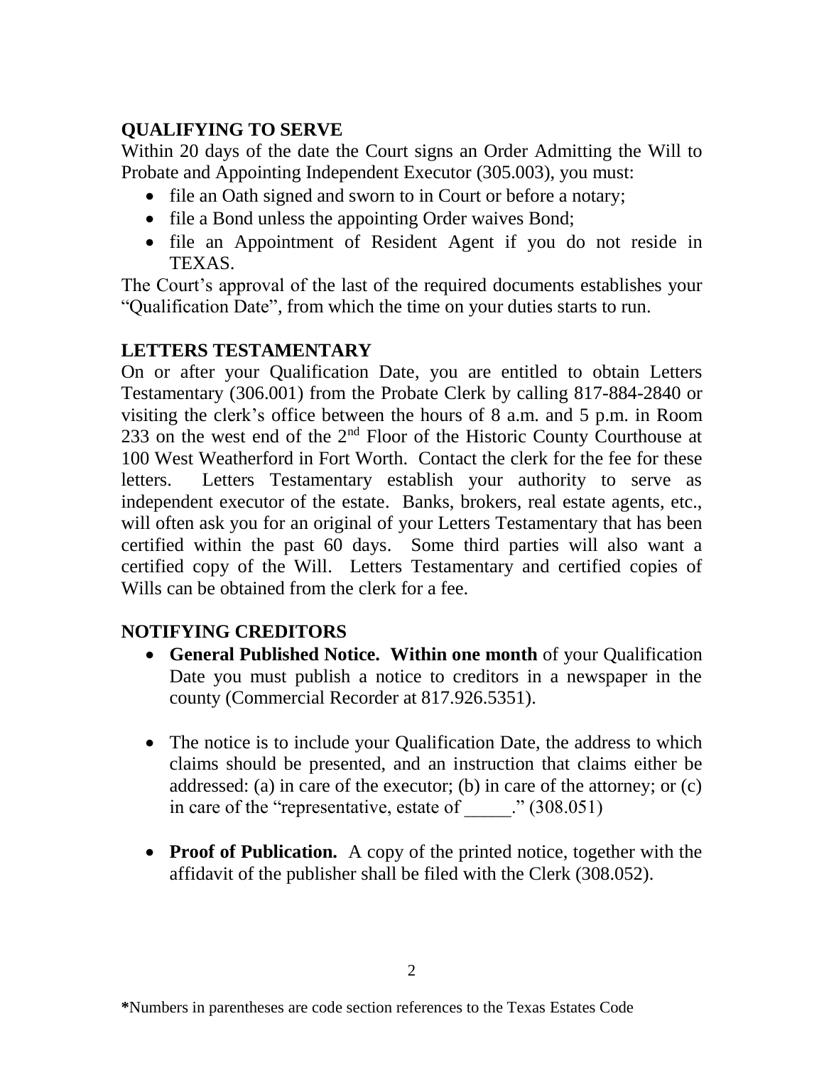## QUALIFYING TO SERVE

Within 20 days of the date the Court signs an Order Admitting the Will to Probate and Appointing Independent Executor (305.003), you must:

- file an Oath signed and sworn to in Court or before a notary;
- file a Bond unless the appointing Order waives Bond;
- file an Appointment of Resident Agent if you do not reside in TEXAS.

The Court's approval of the last of the required documents establishes your "Qualification Date", from which the time on your duties starts to run.

## LETTERS TESTAMENTARY

On or after your Qualification Date, you are entitled to obtain Letters Testamentary (306.001) from the Probate Clerk by calling 817-884-2840 or visiting the clerk's office between the hours of 8 a.m. and 5 p.m. in Room 233 on the west end of the 2nd Floor of the Historic County Courthouse at 100 West Weatherford in Fort Worth. Contact the clerk for the fee for these letters. Letters Testamentary establish your authority to serve as independent executor of the estate. Banks, brokers, real estate agents, etc., will often ask you for an original of your Letters Testamentary that has been certified within the past 60 days. Some third parties will also want a certified copy of the Will. Letters Testamentary and certified copies of Wills can be obtained from the clerk for a fee.

## NOTIFYING CREDITORS

- **General Published Notice. Within one month** of your Qualification Date you must publish a notice to creditors in a newspaper in the county (Commercial Recorder at 817.926.5351).

- The notice is to include your Qualification Date, the address to which claims should be presented, and an instruction that claims either be addressed: (a) in care of the executor; (b) in care of the attorney; or (c) in care of the "representative, estate of _____." (308.051)

- **Proof of Publication.** A copy of the printed notice, together with the affidavit of the publisher shall be filed with the Clerk (308.052).

**\***Numbers in parentheses are code section references to the Texas Estates Code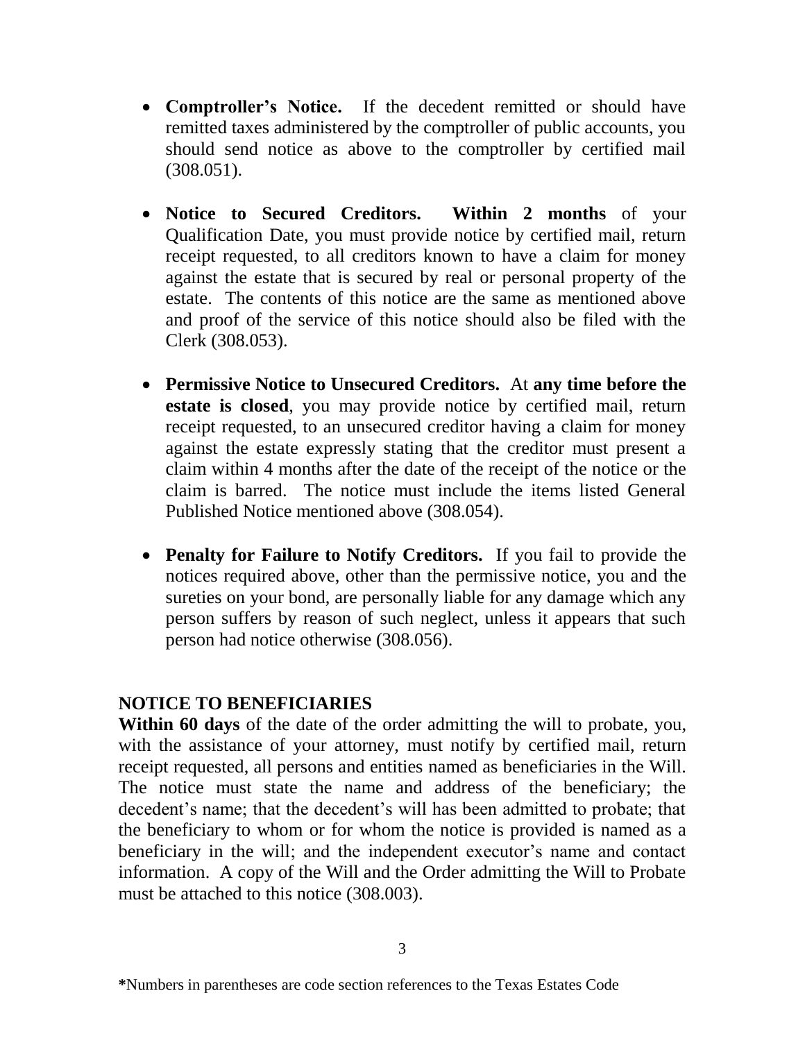- **Comptroller's Notice.** If the decedent remitted or should have remitted taxes administered by the comptroller of public accounts, you should send notice as above to the comptroller by certified mail (308.051).

- **Notice to Secured Creditors. Within 2 months** of your Qualification Date, you must provide notice by certified mail, return receipt requested, to all creditors known to have a claim for money against the estate that is secured by real or personal property of the estate. The contents of this notice are the same as mentioned above and proof of the service of this notice should also be filed with the Clerk (308.053).

- **Permissive Notice to Unsecured Creditors.** At **any time before the estate is closed**, you may provide notice by certified mail, return receipt requested, to an unsecured creditor having a claim for money against the estate expressly stating that the creditor must present a claim within 4 months after the date of the receipt of the notice or the claim is barred. The notice must include the items listed General Published Notice mentioned above (308.054).

- **Penalty for Failure to Notify Creditors.** If you fail to provide the notices required above, other than the permissive notice, you and the sureties on your bond, are personally liable for any damage which any person suffers by reason of such neglect, unless it appears that such person had notice otherwise (308.056).

## NOTICE TO BENEFICIARIES

**Within 60 days** of the date of the order admitting the will to probate, you, with the assistance of your attorney, must notify by certified mail, return receipt requested, all persons and entities named as beneficiaries in the Will. The notice must state the name and address of the beneficiary; the decedent's name; that the decedent's will has been admitted to probate; that the beneficiary to whom or for whom the notice is provided is named as a beneficiary in the will; and the independent executor's name and contact information. A copy of the Will and the Order admitting the Will to Probate must be attached to this notice (308.003).

**\***Numbers in parentheses are code section references to the Texas Estates Code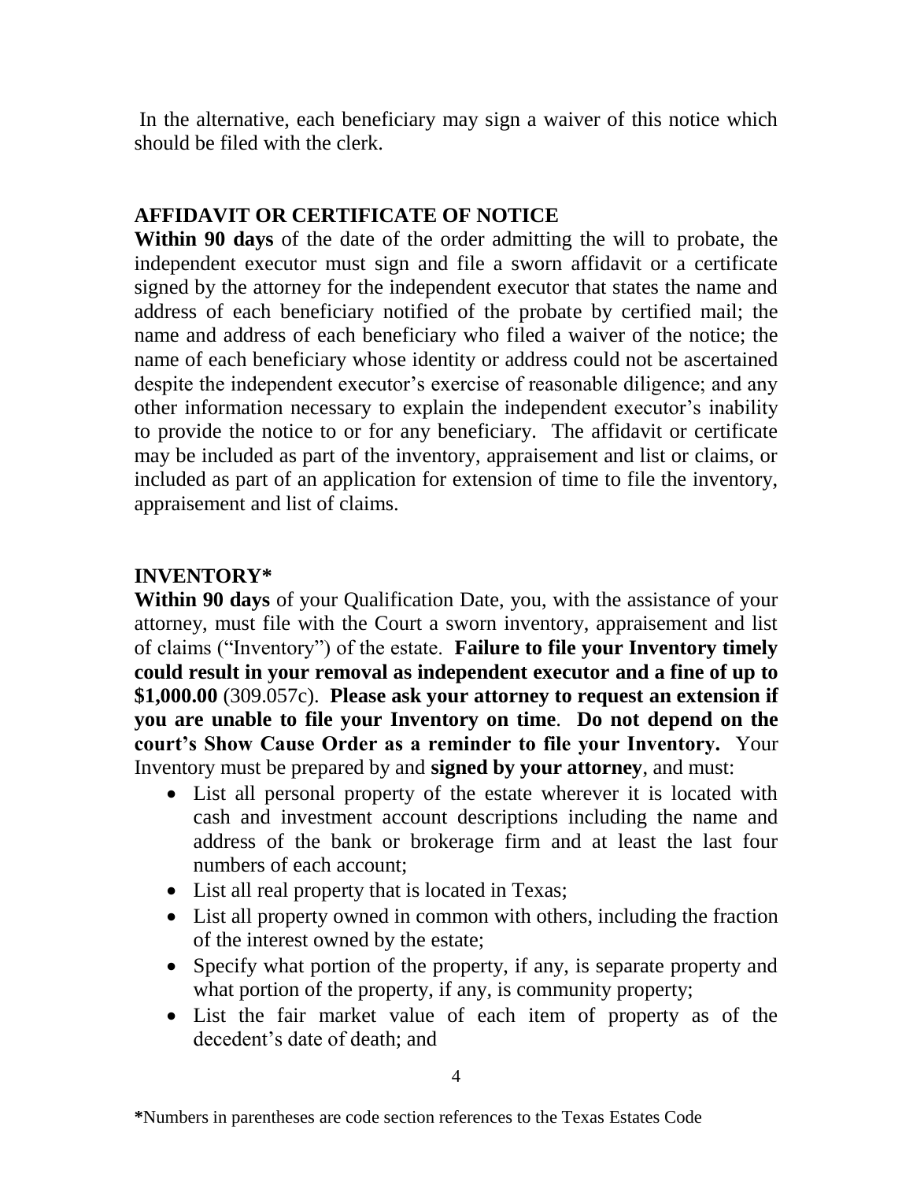In the alternative, each beneficiary may sign a waiver of this notice which should be filed with the clerk.

## AFFIDAVIT OR CERTIFICATE OF NOTICE

**Within 90 days** of the date of the order admitting the will to probate, the independent executor must sign and file a sworn affidavit or a certificate signed by the attorney for the independent executor that states the name and address of each beneficiary notified of the probate by certified mail; the name and address of each beneficiary who filed a waiver of the notice; the name of each beneficiary whose identity or address could not be ascertained despite the independent executor's exercise of reasonable diligence; and any other information necessary to explain the independent executor's inability to provide the notice to or for any beneficiary. The affidavit or certificate may be included as part of the inventory, appraisement and list or claims, or included as part of an application for extension of time to file the inventory, appraisement and list of claims.

## INVENTORY*

**Within 90 days** of your Qualification Date, you, with the assistance of your attorney, must file with the Court a sworn inventory, appraisement and list of claims ("Inventory") of the estate. **Failure to file your Inventory timely could result in your removal as independent executor and a fine of up to $1,000.00** (309.057c). **Please ask your attorney to request an extension if you are unable to file your Inventory on time**. **Do not depend on the court's Show Cause Order as a reminder to file your Inventory.** Your Inventory must be prepared by and **signed by your attorney**, and must:

- List all personal property of the estate wherever it is located with cash and investment account descriptions including the name and address of the bank or brokerage firm and at least the last four numbers of each account;
- List all real property that is located in Texas;
- List all property owned in common with others, including the fraction of the interest owned by the estate;
- Specify what portion of the property, if any, is separate property and what portion of the property, if any, is community property;
- List the fair market value of each item of property as of the decedent's date of death; and

**\***Numbers in parentheses are code section references to the Texas Estates Code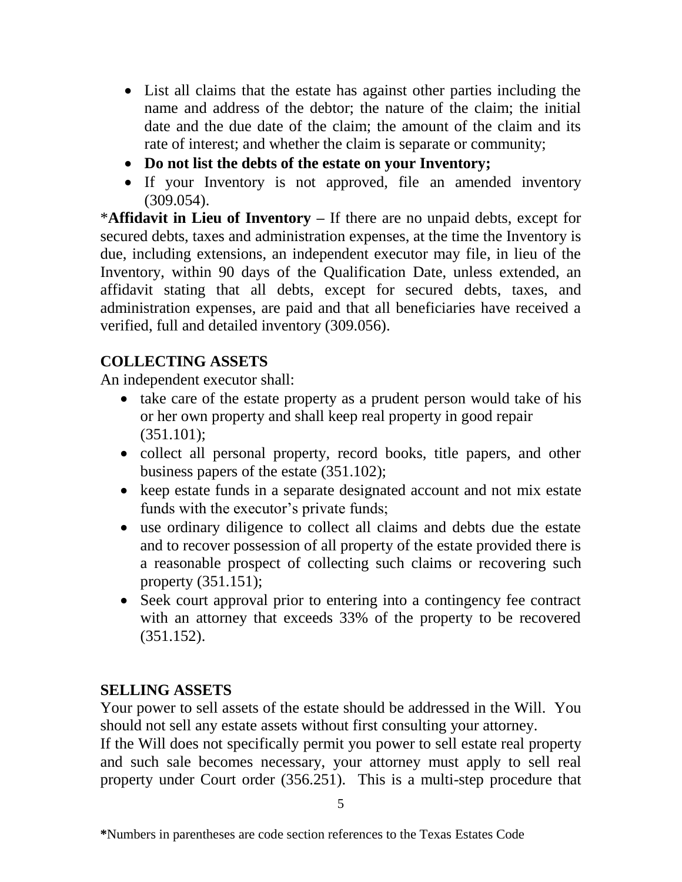- List all claims that the estate has against other parties including the name and address of the debtor; the nature of the claim; the initial date and the due date of the claim; the amount of the claim and its rate of interest; and whether the claim is separate or community;
- **Do not list the debts of the estate on your Inventory;**
- If your Inventory is not approved, file an amended inventory (309.054).

\***Affidavit in Lieu of Inventory –** If there are no unpaid debts, except for secured debts, taxes and administration expenses, at the time the Inventory is due, including extensions, an independent executor may file, in lieu of the Inventory, within 90 days of the Qualification Date, unless extended, an affidavit stating that all debts, except for secured debts, taxes, and administration expenses, are paid and that all beneficiaries have received a verified, full and detailed inventory (309.056).

## COLLECTING ASSETS

An independent executor shall:

- take care of the estate property as a prudent person would take of his or her own property and shall keep real property in good repair (351.101);
- collect all personal property, record books, title papers, and other business papers of the estate (351.102);
- keep estate funds in a separate designated account and not mix estate funds with the executor's private funds;
- use ordinary diligence to collect all claims and debts due the estate and to recover possession of all property of the estate provided there is a reasonable prospect of collecting such claims or recovering such property (351.151);
- Seek court approval prior to entering into a contingency fee contract with an attorney that exceeds 33% of the property to be recovered (351.152).

## SELLING ASSETS

Your power to sell assets of the estate should be addressed in the Will. You should not sell any estate assets without first consulting your attorney.

If the Will does not specifically permit you power to sell estate real property and such sale becomes necessary, your attorney must apply to sell real property under Court order (356.251). This is a multi-step procedure that

**\***Numbers in parentheses are code section references to the Texas Estates Code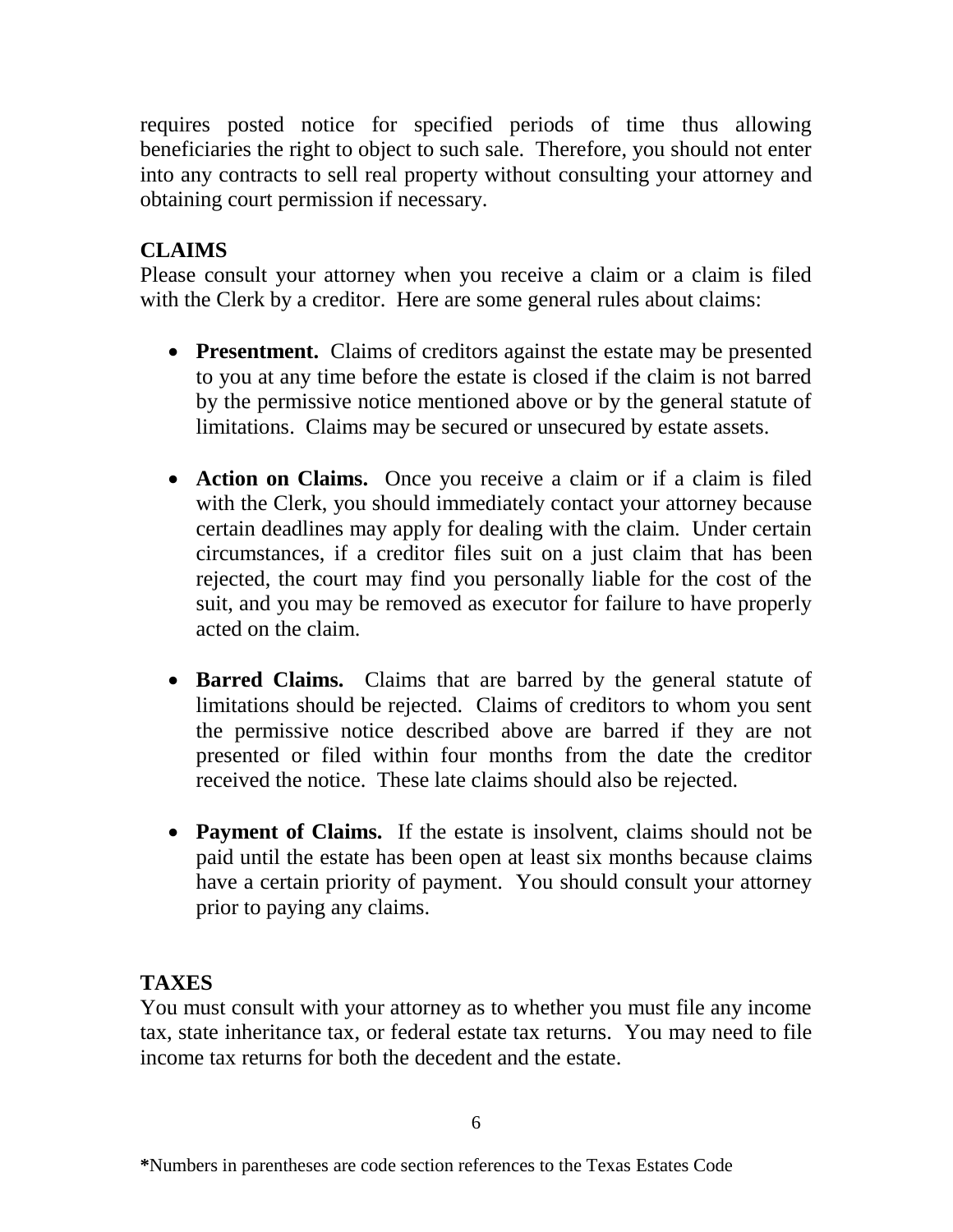requires posted notice for specified periods of time thus allowing beneficiaries the right to object to such sale. Therefore, you should not enter into any contracts to sell real property without consulting your attorney and obtaining court permission if necessary.

## CLAIMS

Please consult your attorney when you receive a claim or a claim is filed with the Clerk by a creditor. Here are some general rules about claims:

- **Presentment.** Claims of creditors against the estate may be presented to you at any time before the estate is closed if the claim is not barred by the permissive notice mentioned above or by the general statute of limitations. Claims may be secured or unsecured by estate assets.

- **Action on Claims.** Once you receive a claim or if a claim is filed with the Clerk, you should immediately contact your attorney because certain deadlines may apply for dealing with the claim. Under certain circumstances, if a creditor files suit on a just claim that has been rejected, the court may find you personally liable for the cost of the suit, and you may be removed as executor for failure to have properly acted on the claim.

- **Barred Claims.** Claims that are barred by the general statute of limitations should be rejected. Claims of creditors to whom you sent the permissive notice described above are barred if they are not presented or filed within four months from the date the creditor received the notice. These late claims should also be rejected.

- **Payment of Claims.** If the estate is insolvent, claims should not be paid until the estate has been open at least six months because claims have a certain priority of payment. You should consult your attorney prior to paying any claims.

## TAXES

You must consult with your attorney as to whether you must file any income tax, state inheritance tax, or federal estate tax returns. You may need to file income tax returns for both the decedent and the estate.

**\***Numbers in parentheses are code section references to the Texas Estates Code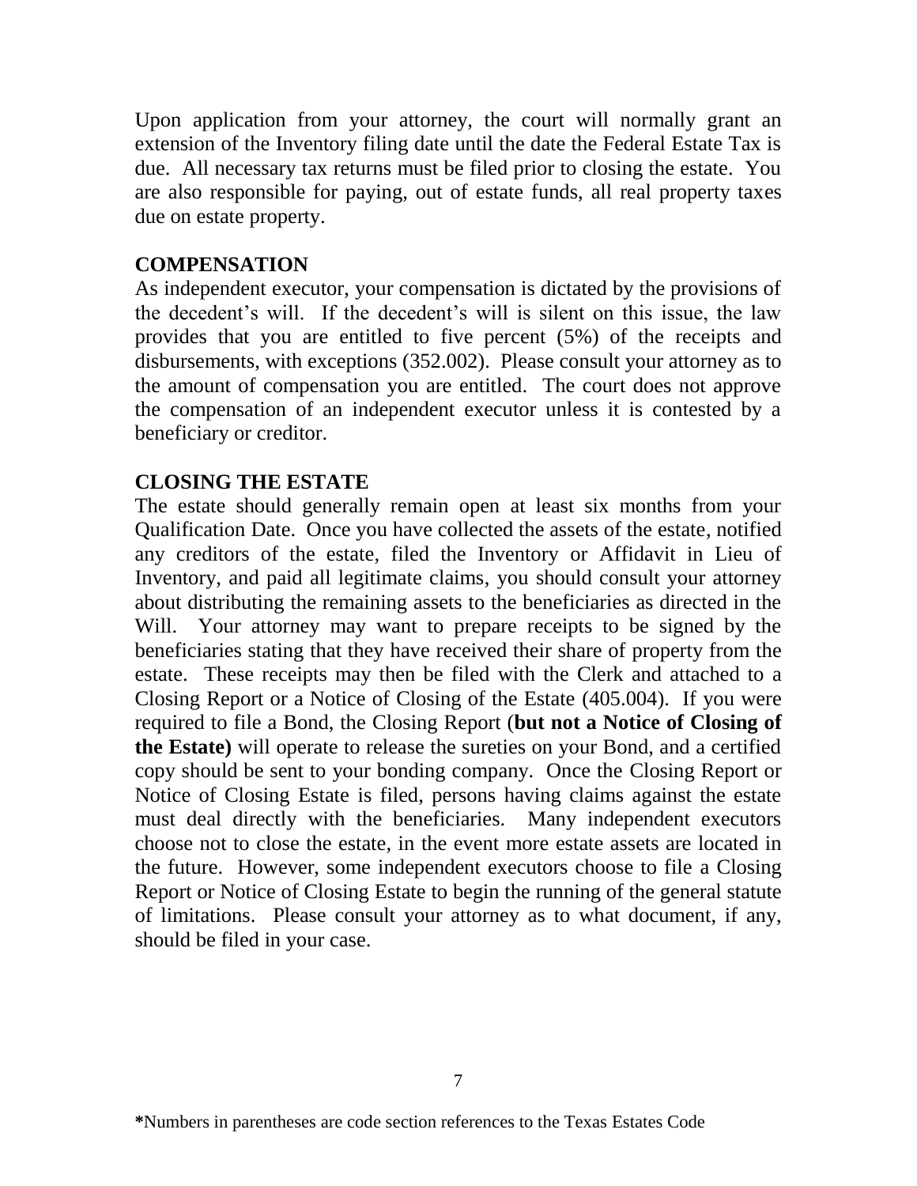Upon application from your attorney, the court will normally grant an extension of the Inventory filing date until the date the Federal Estate Tax is due. All necessary tax returns must be filed prior to closing the estate. You are also responsible for paying, out of estate funds, all real property taxes due on estate property.

## COMPENSATION

As independent executor, your compensation is dictated by the provisions of the decedent's will. If the decedent's will is silent on this issue, the law provides that you are entitled to five percent (5%) of the receipts and disbursements, with exceptions (352.002). Please consult your attorney as to the amount of compensation you are entitled. The court does not approve the compensation of an independent executor unless it is contested by a beneficiary or creditor.

## CLOSING THE ESTATE

The estate should generally remain open at least six months from your Qualification Date. Once you have collected the assets of the estate, notified any creditors of the estate, filed the Inventory or Affidavit in Lieu of Inventory, and paid all legitimate claims, you should consult your attorney about distributing the remaining assets to the beneficiaries as directed in the Will. Your attorney may want to prepare receipts to be signed by the beneficiaries stating that they have received their share of property from the estate. These receipts may then be filed with the Clerk and attached to a Closing Report or a Notice of Closing of the Estate (405.004). If you were required to file a Bond, the Closing Report (**but not a Notice of Closing of the Estate)** will operate to release the sureties on your Bond, and a certified copy should be sent to your bonding company. Once the Closing Report or Notice of Closing Estate is filed, persons having claims against the estate must deal directly with the beneficiaries. Many independent executors choose not to close the estate, in the event more estate assets are located in the future. However, some independent executors choose to file a Closing Report or Notice of Closing Estate to begin the running of the general statute of limitations. Please consult your attorney as to what document, if any, should be filed in your case.

**\***Numbers in parentheses are code section references to the Texas Estates Code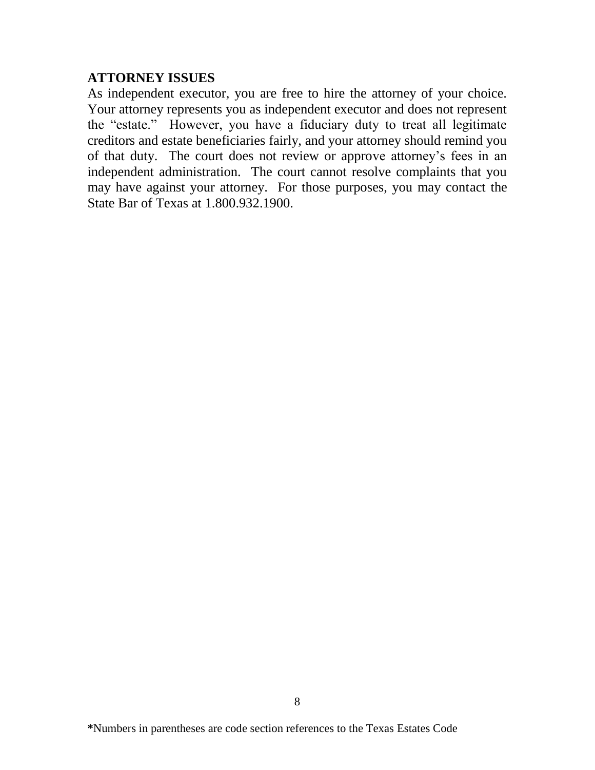## ATTORNEY ISSUES

As independent executor, you are free to hire the attorney of your choice. Your attorney represents you as independent executor and does not represent the "estate." However, you have a fiduciary duty to treat all legitimate creditors and estate beneficiaries fairly, and your attorney should remind you of that duty. The court does not review or approve attorney's fees in an independent administration. The court cannot resolve complaints that you may have against your attorney. For those purposes, you may contact the State Bar of Texas at 1.800.932.1900.

**\***Numbers in parentheses are code section references to the Texas Estates Code